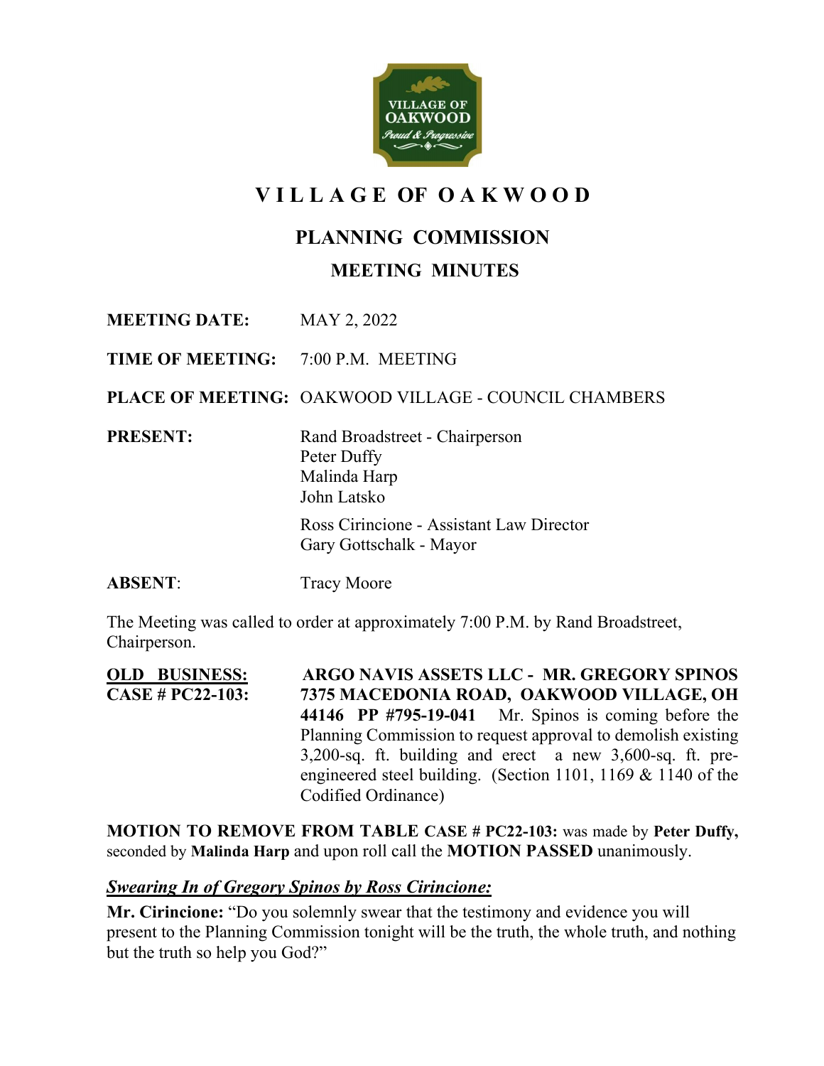# VILLAGE OF OAKWOOD

## PLANNING COMMISSION

## MEETING MINUTES

**MEETING DATE:** MAY 2, 2022

**TIME OF MEETING:** 7:00 P.M. MEETING

**PLACE OF MEETING:** OAKWOOD VILLAGE - COUNCIL CHAMBERS

**PRESENT:**
Rand Broadstreet - Chairperson
Peter Duffy
Malinda Harp
John Latsko

Ross Cirincione - Assistant Law Director
Gary Gottschalk - Mayor

**ABSENT:** Tracy Moore

The Meeting was called to order at approximately 7:00 P.M. by Rand Broadstreet, Chairperson.

**OLD BUSINESS:**
**CASE # PC22-103:** **ARGO NAVIS ASSETS LLC - MR. GREGORY SPINOS 7375 MACEDONIA ROAD, OAKWOOD VILLAGE, OH 44146 PP #795-19-041** Mr. Spinos is coming before the Planning Commission to request approval to demolish existing 3,200-sq. ft. building and erect a new 3,600-sq. ft. pre-engineered steel building. (Section 1101, 1169 & 1140 of the Codified Ordinance)

**MOTION TO REMOVE FROM TABLE CASE # PC22-103:** was made by **Peter Duffy,** seconded by **Malinda Harp** and upon roll call the **MOTION PASSED** unanimously.

***Swearing In of Gregory Spinos by Ross Cirincione:***

**Mr. Cirincione:** "Do you solemnly swear that the testimony and evidence you will present to the Planning Commission tonight will be the truth, the whole truth, and nothing but the truth so help you God?"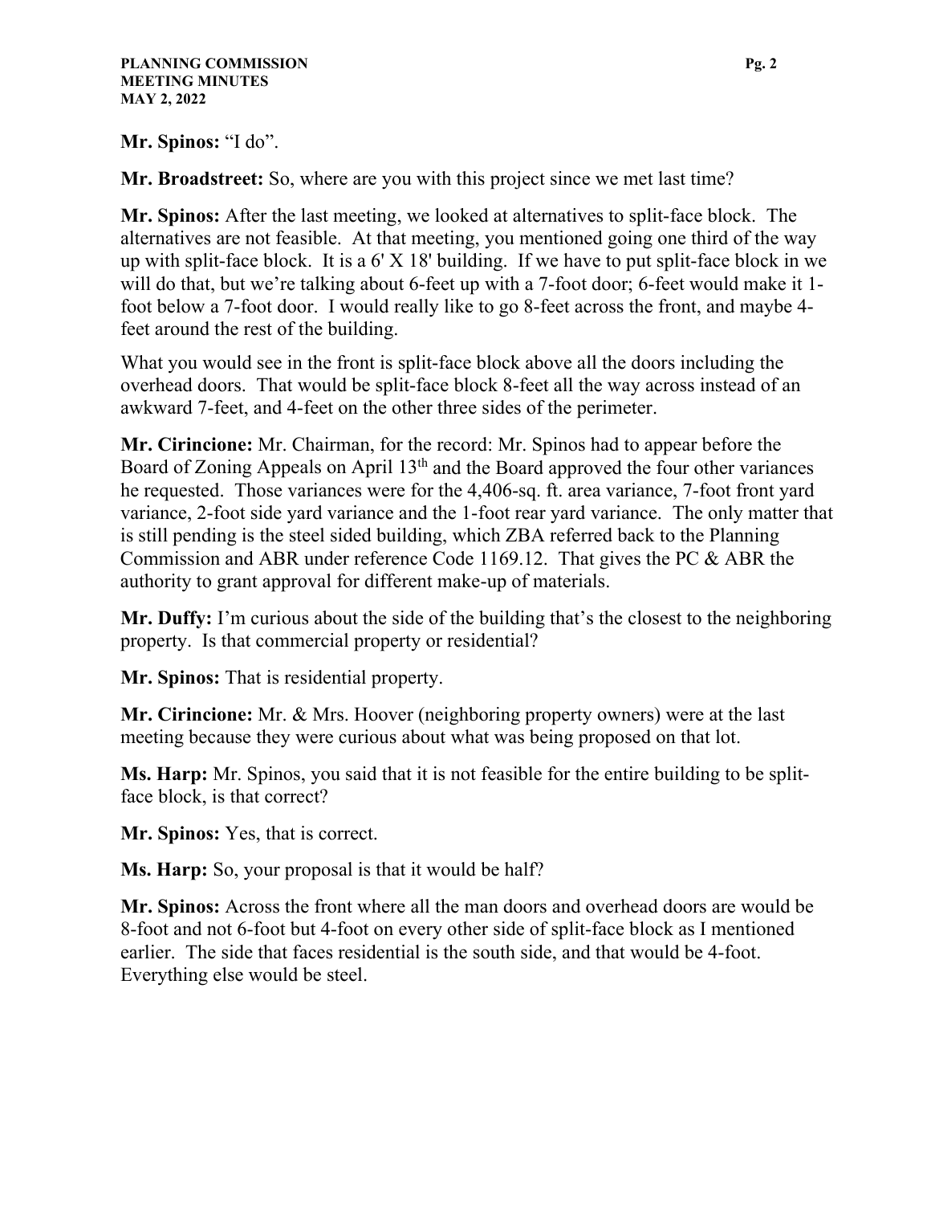**Mr. Spinos:** "I do".

**Mr. Broadstreet:** So, where are you with this project since we met last time?

**Mr. Spinos:** After the last meeting, we looked at alternatives to split-face block. The alternatives are not feasible. At that meeting, you mentioned going one third of the way up with split-face block. It is a 6' X 18' building. If we have to put split-face block in we will do that, but we're talking about 6-feet up with a 7-foot door; 6-feet would make it 1-foot below a 7-foot door. I would really like to go 8-feet across the front, and maybe 4-feet around the rest of the building.

What you would see in the front is split-face block above all the doors including the overhead doors. That would be split-face block 8-feet all the way across instead of an awkward 7-feet, and 4-feet on the other three sides of the perimeter.

**Mr. Cirincione:** Mr. Chairman, for the record: Mr. Spinos had to appear before the Board of Zoning Appeals on April 13th and the Board approved the four other variances he requested. Those variances were for the 4,406-sq. ft. area variance, 7-foot front yard variance, 2-foot side yard variance and the 1-foot rear yard variance. The only matter that is still pending is the steel sided building, which ZBA referred back to the Planning Commission and ABR under reference Code 1169.12. That gives the PC & ABR the authority to grant approval for different make-up of materials.

**Mr. Duffy:** I'm curious about the side of the building that's the closest to the neighboring property. Is that commercial property or residential?

**Mr. Spinos:** That is residential property.

**Mr. Cirincione:** Mr. & Mrs. Hoover (neighboring property owners) were at the last meeting because they were curious about what was being proposed on that lot.

**Ms. Harp:** Mr. Spinos, you said that it is not feasible for the entire building to be split-face block, is that correct?

**Mr. Spinos:** Yes, that is correct.

**Ms. Harp:** So, your proposal is that it would be half?

**Mr. Spinos:** Across the front where all the man doors and overhead doors are would be 8-foot and not 6-foot but 4-foot on every other side of split-face block as I mentioned earlier. The side that faces residential is the south side, and that would be 4-foot. Everything else would be steel.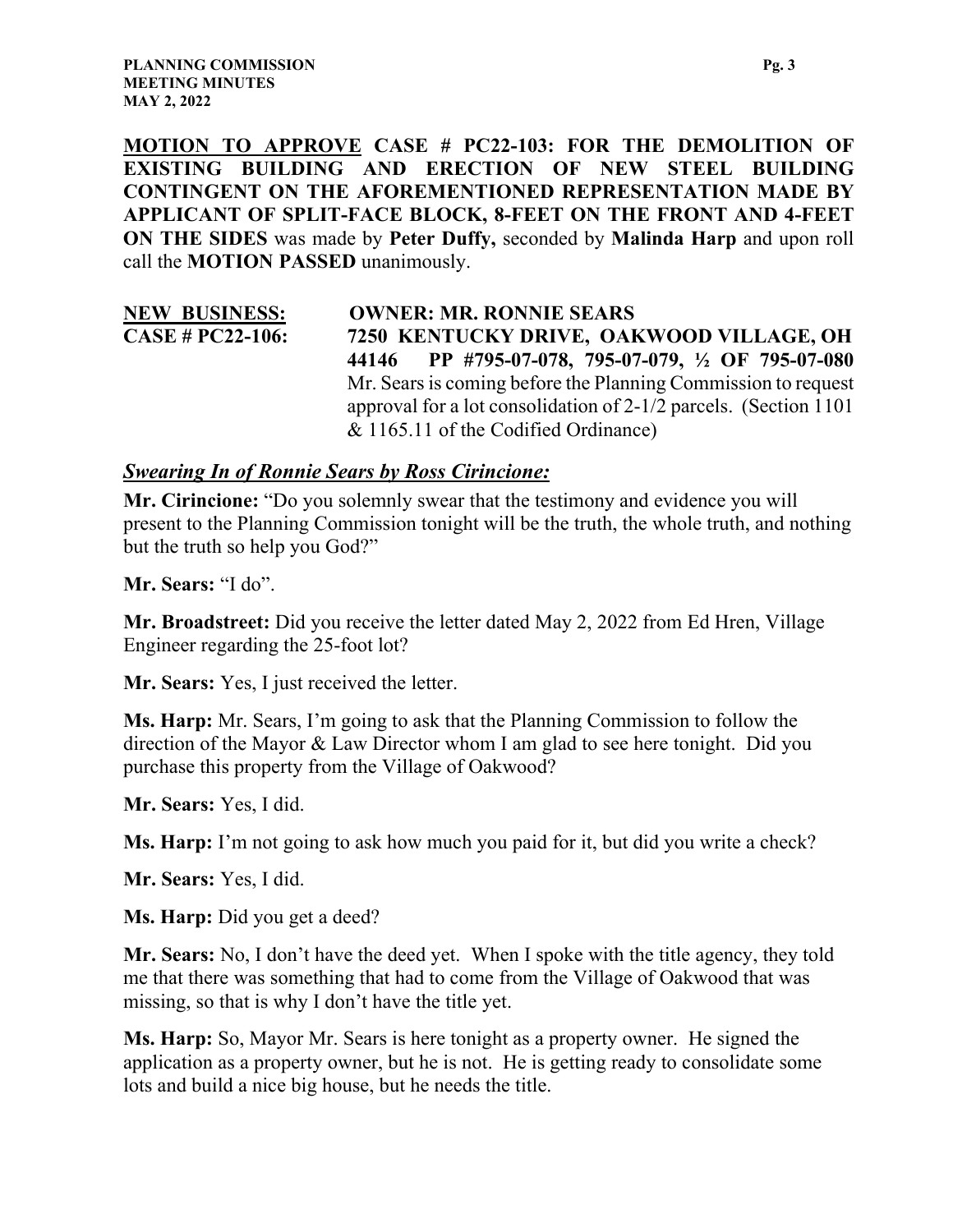**<u>MOTION TO APPROVE</u> CASE # PC22-103: FOR THE DEMOLITION OF EXISTING BUILDING AND ERECTION OF NEW STEEL BUILDING CONTINGENT ON THE AFOREMENTIONED REPRESENTATION MADE BY APPLICANT OF SPLIT-FACE BLOCK, 8-FEET ON THE FRONT AND 4-FEET ON THE SIDES** was made by **Peter Duffy,** seconded by **Malinda Harp** and upon roll call the **MOTION PASSED** unanimously.

**<u>NEW BUSINESS:</u>** **OWNER: MR. RONNIE SEARS**

**<u>CASE # PC22-106:</u>** **7250 KENTUCKY DRIVE, OAKWOOD VILLAGE, OH 44146 PP #795-07-078, 795-07-079, ½ OF 795-07-080**
Mr. Sears is coming before the Planning Commission to request approval for a lot consolidation of 2-1/2 parcels. (Section 1101 & 1165.11 of the Codified Ordinance)

***<u>Swearing In of Ronnie Sears by Ross Cirincione:</u>***

**Mr. Cirincione:** "Do you solemnly swear that the testimony and evidence you will present to the Planning Commission tonight will be the truth, the whole truth, and nothing but the truth so help you God?"

**Mr. Sears:** "I do".

**Mr. Broadstreet:** Did you receive the letter dated May 2, 2022 from Ed Hren, Village Engineer regarding the 25-foot lot?

**Mr. Sears:** Yes, I just received the letter.

**Ms. Harp:** Mr. Sears, I'm going to ask that the Planning Commission to follow the direction of the Mayor & Law Director whom I am glad to see here tonight. Did you purchase this property from the Village of Oakwood?

**Mr. Sears:** Yes, I did.

**Ms. Harp:** I'm not going to ask how much you paid for it, but did you write a check?

**Mr. Sears:** Yes, I did.

**Ms. Harp:** Did you get a deed?

**Mr. Sears:** No, I don't have the deed yet. When I spoke with the title agency, they told me that there was something that had to come from the Village of Oakwood that was missing, so that is why I don't have the title yet.

**Ms. Harp:** So, Mayor Mr. Sears is here tonight as a property owner. He signed the application as a property owner, but he is not. He is getting ready to consolidate some lots and build a nice big house, but he needs the title.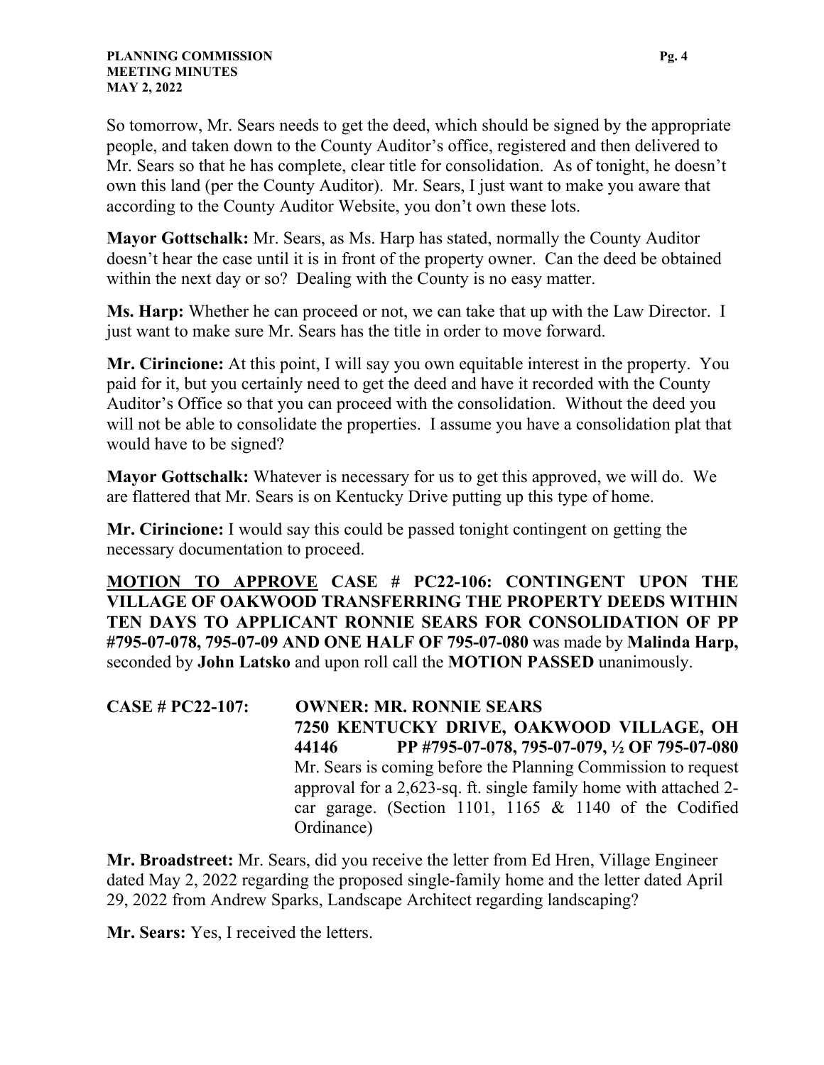So tomorrow, Mr. Sears needs to get the deed, which should be signed by the appropriate people, and taken down to the County Auditor's office, registered and then delivered to Mr. Sears so that he has complete, clear title for consolidation. As of tonight, he doesn't own this land (per the County Auditor). Mr. Sears, I just want to make you aware that according to the County Auditor Website, you don't own these lots.

**Mayor Gottschalk:** Mr. Sears, as Ms. Harp has stated, normally the County Auditor doesn't hear the case until it is in front of the property owner. Can the deed be obtained within the next day or so? Dealing with the County is no easy matter.

**Ms. Harp:** Whether he can proceed or not, we can take that up with the Law Director. I just want to make sure Mr. Sears has the title in order to move forward.

**Mr. Cirincione:** At this point, I will say you own equitable interest in the property. You paid for it, but you certainly need to get the deed and have it recorded with the County Auditor's Office so that you can proceed with the consolidation. Without the deed you will not be able to consolidate the properties. I assume you have a consolidation plat that would have to be signed?

**Mayor Gottschalk:** Whatever is necessary for us to get this approved, we will do. We are flattered that Mr. Sears is on Kentucky Drive putting up this type of home.

**Mr. Cirincione:** I would say this could be passed tonight contingent on getting the necessary documentation to proceed.

**<u>MOTION TO APPROVE</u> CASE # PC22-106: CONTINGENT UPON THE VILLAGE OF OAKWOOD TRANSFERRING THE PROPERTY DEEDS WITHIN TEN DAYS TO APPLICANT RONNIE SEARS FOR CONSOLIDATION OF PP #795-07-078, 795-07-09 AND ONE HALF OF 795-07-080** was made by **Malinda Harp,** seconded by **John Latsko** and upon roll call the **MOTION PASSED** unanimously.

**CASE # PC22-107: OWNER: MR. RONNIE SEARS**
**7250 KENTUCKY DRIVE, OAKWOOD VILLAGE, OH 44146 PP #795-07-078, 795-07-079, ½ OF 795-07-080**
Mr. Sears is coming before the Planning Commission to request approval for a 2,623-sq. ft. single family home with attached 2-car garage. (Section 1101, 1165 & 1140 of the Codified Ordinance)

**Mr. Broadstreet:** Mr. Sears, did you receive the letter from Ed Hren, Village Engineer dated May 2, 2022 regarding the proposed single-family home and the letter dated April 29, 2022 from Andrew Sparks, Landscape Architect regarding landscaping?

**Mr. Sears:** Yes, I received the letters.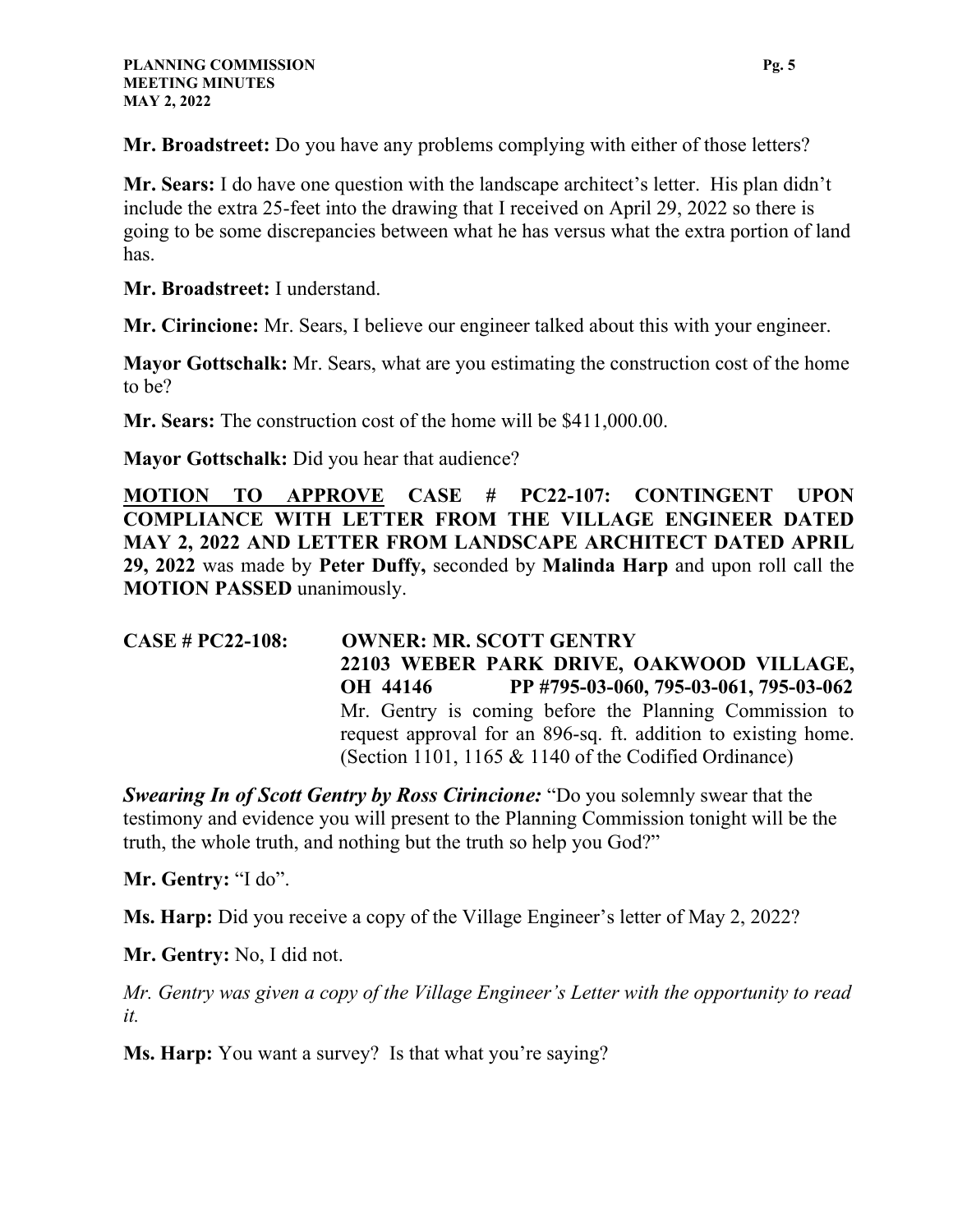**Mr. Broadstreet:** Do you have any problems complying with either of those letters?

**Mr. Sears:** I do have one question with the landscape architect's letter. His plan didn't include the extra 25-feet into the drawing that I received on April 29, 2022 so there is going to be some discrepancies between what he has versus what the extra portion of land has.

**Mr. Broadstreet:** I understand.

**Mr. Cirincione:** Mr. Sears, I believe our engineer talked about this with your engineer.

**Mayor Gottschalk:** Mr. Sears, what are you estimating the construction cost of the home to be?

**Mr. Sears:** The construction cost of the home will be $411,000.00.

**Mayor Gottschalk:** Did you hear that audience?

**<u>MOTION TO APPROVE</u> CASE # PC22-107: CONTINGENT UPON COMPLIANCE WITH LETTER FROM THE VILLAGE ENGINEER DATED MAY 2, 2022 AND LETTER FROM LANDSCAPE ARCHITECT DATED APRIL 29, 2022** was made by **Peter Duffy,** seconded by **Malinda Harp** and upon roll call the **MOTION PASSED** unanimously.

**CASE # PC22-108: OWNER: MR. SCOTT GENTRY**
**22103 WEBER PARK DRIVE, OAKWOOD VILLAGE, OH 44146 PP #795-03-060, 795-03-061, 795-03-062**
Mr. Gentry is coming before the Planning Commission to request approval for an 896-sq. ft. addition to existing home. (Section 1101, 1165 & 1140 of the Codified Ordinance)

***Swearing In of Scott Gentry by Ross Cirincione:*** "Do you solemnly swear that the testimony and evidence you will present to the Planning Commission tonight will be the truth, the whole truth, and nothing but the truth so help you God?"

**Mr. Gentry:** "I do".

**Ms. Harp:** Did you receive a copy of the Village Engineer's letter of May 2, 2022?

**Mr. Gentry:** No, I did not.

*Mr. Gentry was given a copy of the Village Engineer's Letter with the opportunity to read it.*

**Ms. Harp:** You want a survey? Is that what you're saying?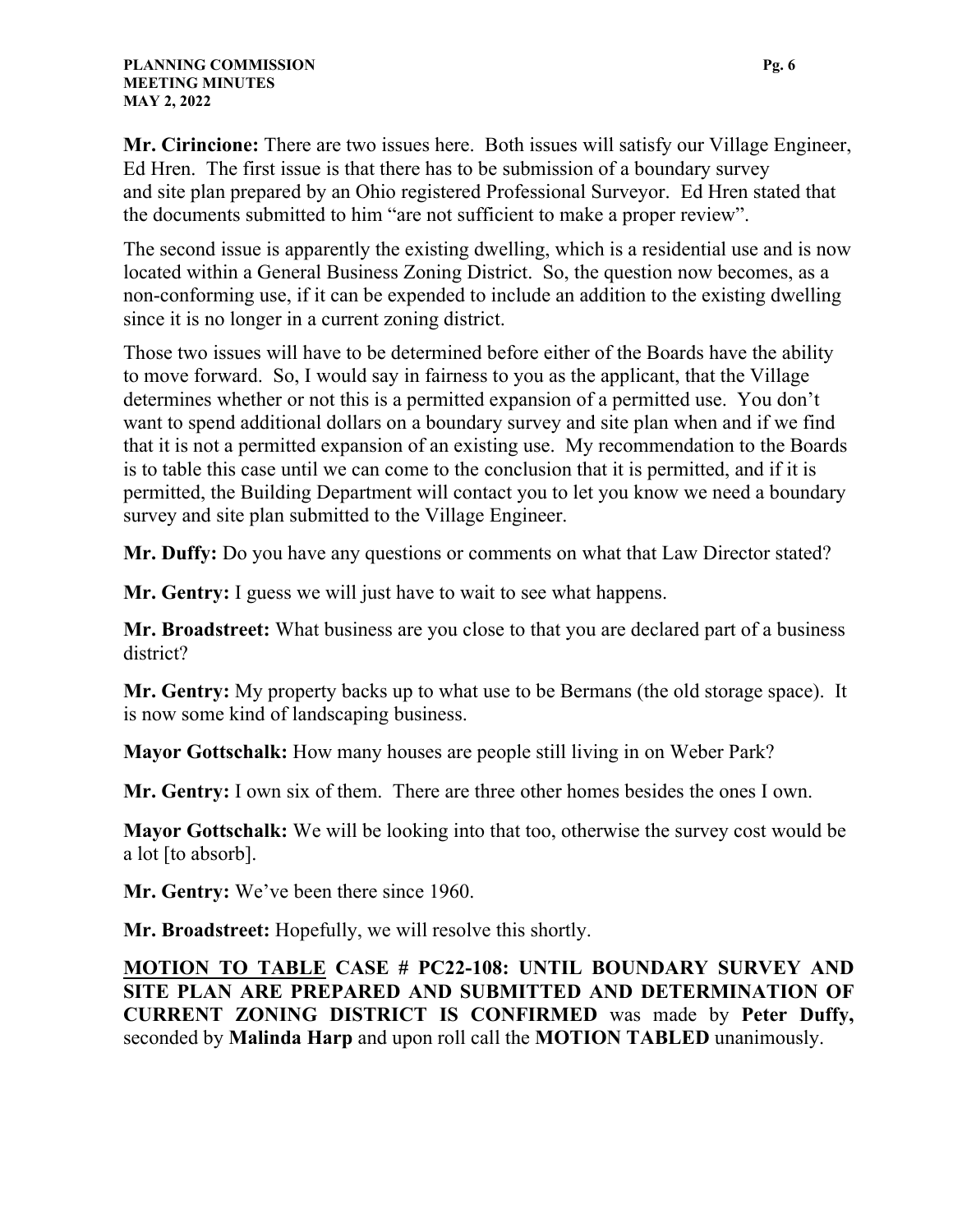**Mr. Cirincione:** There are two issues here. Both issues will satisfy our Village Engineer, Ed Hren. The first issue is that there has to be submission of a boundary survey and site plan prepared by an Ohio registered Professional Surveyor. Ed Hren stated that the documents submitted to him "are not sufficient to make a proper review".

The second issue is apparently the existing dwelling, which is a residential use and is now located within a General Business Zoning District. So, the question now becomes, as a non-conforming use, if it can be expended to include an addition to the existing dwelling since it is no longer in a current zoning district.

Those two issues will have to be determined before either of the Boards have the ability to move forward. So, I would say in fairness to you as the applicant, that the Village determines whether or not this is a permitted expansion of a permitted use. You don't want to spend additional dollars on a boundary survey and site plan when and if we find that it is not a permitted expansion of an existing use. My recommendation to the Boards is to table this case until we can come to the conclusion that it is permitted, and if it is permitted, the Building Department will contact you to let you know we need a boundary survey and site plan submitted to the Village Engineer.

**Mr. Duffy:** Do you have any questions or comments on what that Law Director stated?

**Mr. Gentry:** I guess we will just have to wait to see what happens.

**Mr. Broadstreet:** What business are you close to that you are declared part of a business district?

**Mr. Gentry:** My property backs up to what use to be Bermans (the old storage space). It is now some kind of landscaping business.

**Mayor Gottschalk:** How many houses are people still living in on Weber Park?

**Mr. Gentry:** I own six of them. There are three other homes besides the ones I own.

**Mayor Gottschalk:** We will be looking into that too, otherwise the survey cost would be a lot [to absorb].

**Mr. Gentry:** We've been there since 1960.

**Mr. Broadstreet:** Hopefully, we will resolve this shortly.

**<u>MOTION TO TABLE</u> CASE # PC22-108: UNTIL BOUNDARY SURVEY AND SITE PLAN ARE PREPARED AND SUBMITTED AND DETERMINATION OF CURRENT ZONING DISTRICT IS CONFIRMED** was made by **Peter Duffy,** seconded by **Malinda Harp** and upon roll call the **MOTION TABLED** unanimously.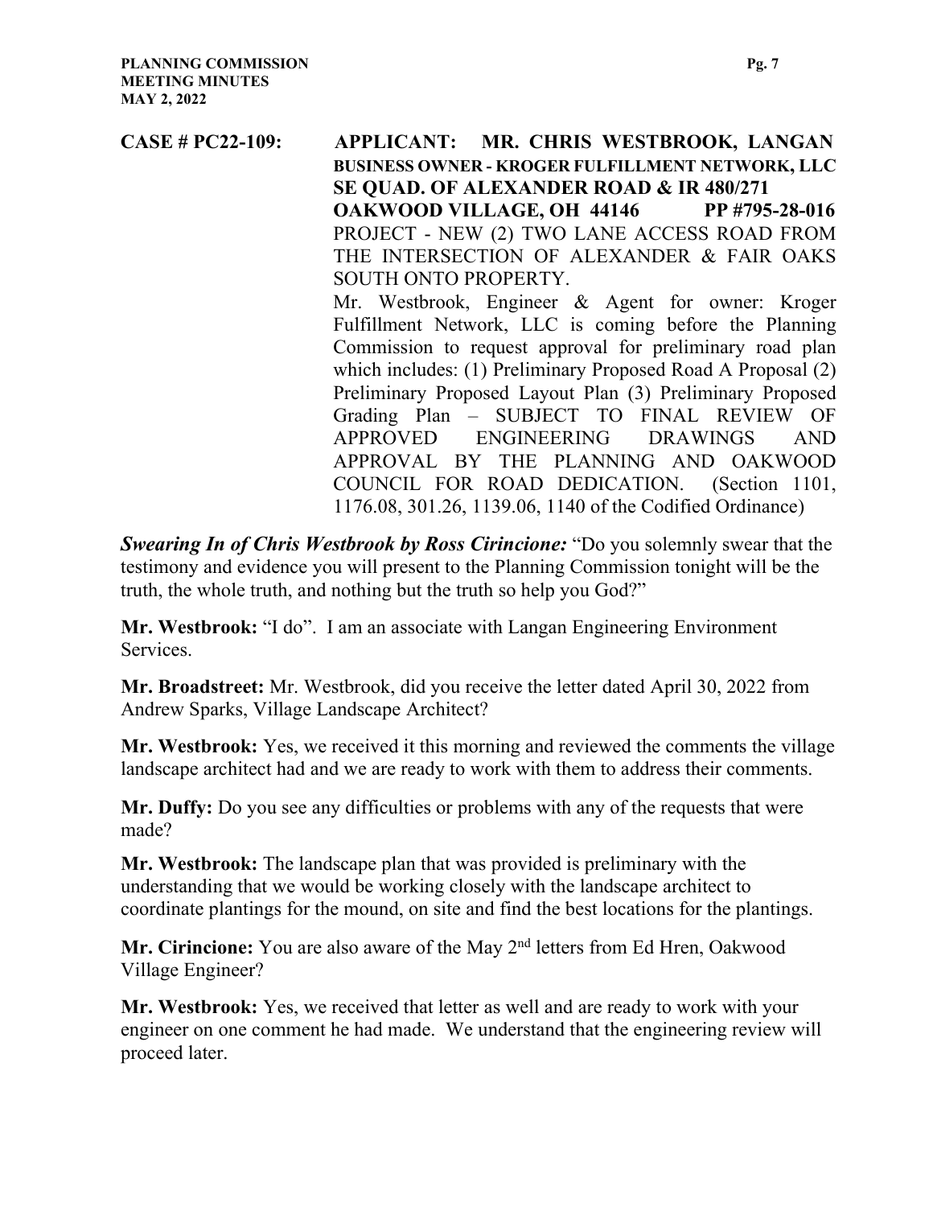**CASE # PC22-109:** **APPLICANT: MR. CHRIS WESTBROOK, LANGAN**
**BUSINESS OWNER - KROGER FULFILLMENT NETWORK, LLC**
**SE QUAD. OF ALEXANDER ROAD & IR 480/271**
**OAKWOOD VILLAGE, OH 44146 PP #795-28-016**
PROJECT - NEW (2) TWO LANE ACCESS ROAD FROM THE INTERSECTION OF ALEXANDER & FAIR OAKS SOUTH ONTO PROPERTY.
Mr. Westbrook, Engineer & Agent for owner: Kroger Fulfillment Network, LLC is coming before the Planning Commission to request approval for preliminary road plan which includes: (1) Preliminary Proposed Road A Proposal (2) Preliminary Proposed Layout Plan (3) Preliminary Proposed Grading Plan – SUBJECT TO FINAL REVIEW OF APPROVED ENGINEERING DRAWINGS AND APPROVAL BY THE PLANNING AND OAKWOOD COUNCIL FOR ROAD DEDICATION. (Section 1101, 1176.08, 301.26, 1139.06, 1140 of the Codified Ordinance)

***Swearing In of Chris Westbrook by Ross Cirincione:*** "Do you solemnly swear that the testimony and evidence you will present to the Planning Commission tonight will be the truth, the whole truth, and nothing but the truth so help you God?"

**Mr. Westbrook:** "I do". I am an associate with Langan Engineering Environment Services.

**Mr. Broadstreet:** Mr. Westbrook, did you receive the letter dated April 30, 2022 from Andrew Sparks, Village Landscape Architect?

**Mr. Westbrook:** Yes, we received it this morning and reviewed the comments the village landscape architect had and we are ready to work with them to address their comments.

**Mr. Duffy:** Do you see any difficulties or problems with any of the requests that were made?

**Mr. Westbrook:** The landscape plan that was provided is preliminary with the understanding that we would be working closely with the landscape architect to coordinate plantings for the mound, on site and find the best locations for the plantings.

**Mr. Cirincione:** You are also aware of the May 2nd letters from Ed Hren, Oakwood Village Engineer?

**Mr. Westbrook:** Yes, we received that letter as well and are ready to work with your engineer on one comment he had made. We understand that the engineering review will proceed later.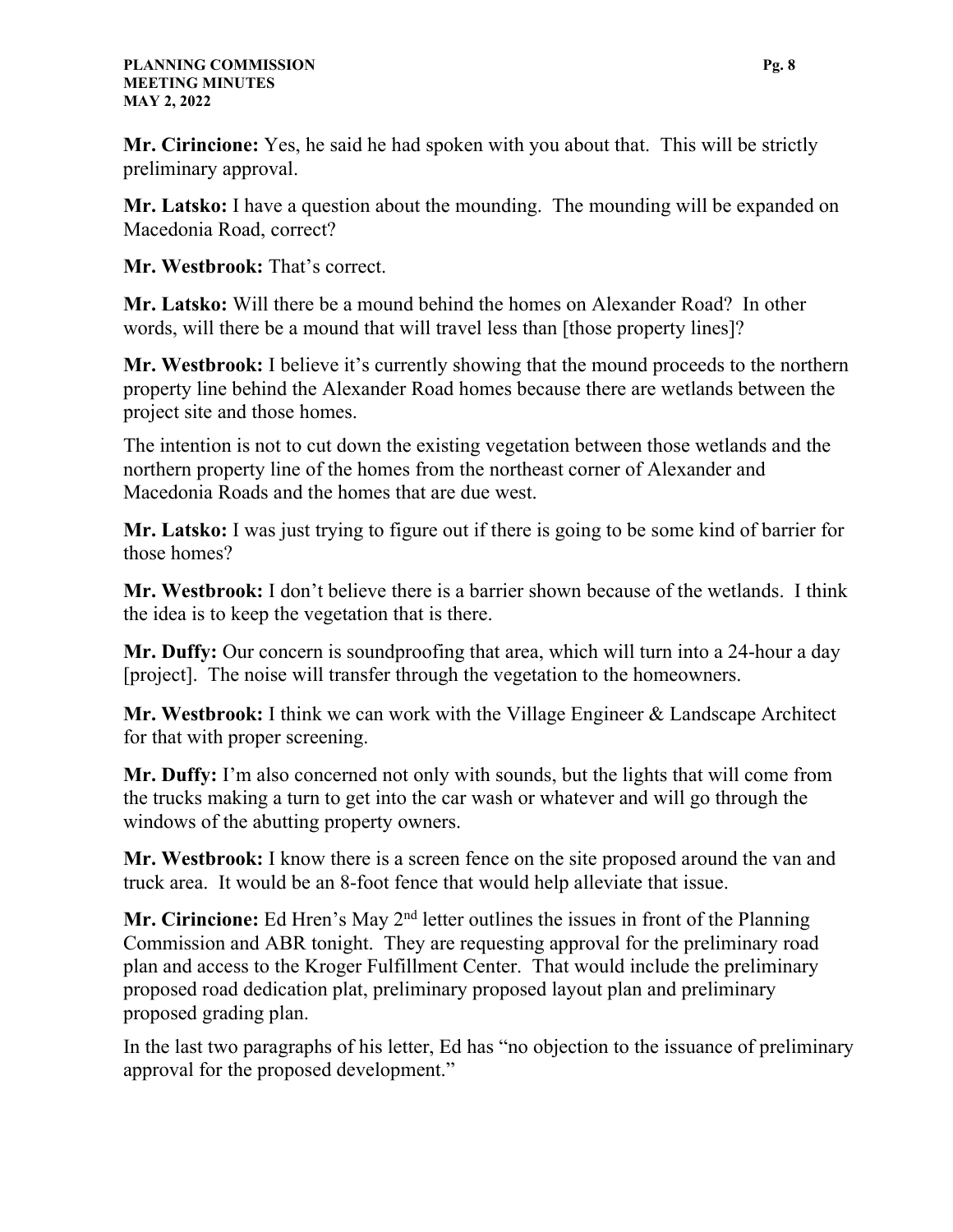**Mr. Cirincione:** Yes, he said he had spoken with you about that. This will be strictly preliminary approval.

**Mr. Latsko:** I have a question about the mounding. The mounding will be expanded on Macedonia Road, correct?

**Mr. Westbrook:** That's correct.

**Mr. Latsko:** Will there be a mound behind the homes on Alexander Road? In other words, will there be a mound that will travel less than [those property lines]?

**Mr. Westbrook:** I believe it's currently showing that the mound proceeds to the northern property line behind the Alexander Road homes because there are wetlands between the project site and those homes.

The intention is not to cut down the existing vegetation between those wetlands and the northern property line of the homes from the northeast corner of Alexander and Macedonia Roads and the homes that are due west.

**Mr. Latsko:** I was just trying to figure out if there is going to be some kind of barrier for those homes?

**Mr. Westbrook:** I don't believe there is a barrier shown because of the wetlands. I think the idea is to keep the vegetation that is there.

**Mr. Duffy:** Our concern is soundproofing that area, which will turn into a 24-hour a day [project]. The noise will transfer through the vegetation to the homeowners.

**Mr. Westbrook:** I think we can work with the Village Engineer & Landscape Architect for that with proper screening.

**Mr. Duffy:** I'm also concerned not only with sounds, but the lights that will come from the trucks making a turn to get into the car wash or whatever and will go through the windows of the abutting property owners.

**Mr. Westbrook:** I know there is a screen fence on the site proposed around the van and truck area. It would be an 8-foot fence that would help alleviate that issue.

**Mr. Cirincione:** Ed Hren's May 2nd letter outlines the issues in front of the Planning Commission and ABR tonight. They are requesting approval for the preliminary road plan and access to the Kroger Fulfillment Center. That would include the preliminary proposed road dedication plat, preliminary proposed layout plan and preliminary proposed grading plan.

In the last two paragraphs of his letter, Ed has "no objection to the issuance of preliminary approval for the proposed development."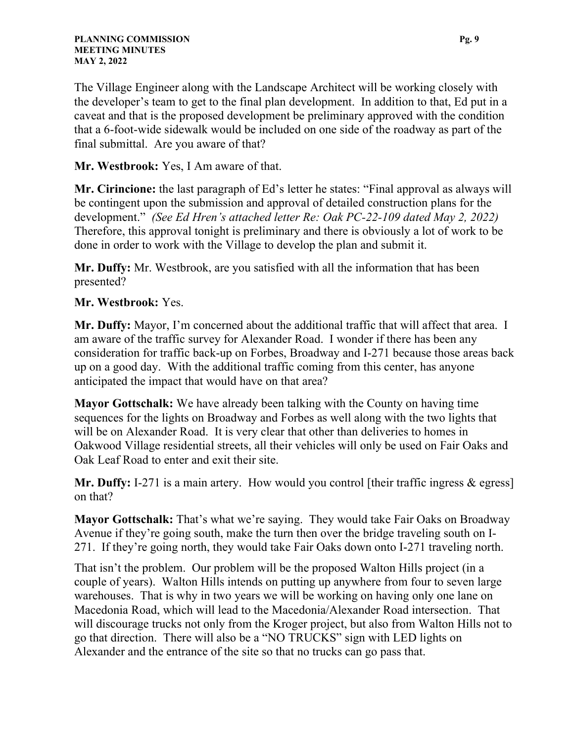The Village Engineer along with the Landscape Architect will be working closely with the developer's team to get to the final plan development. In addition to that, Ed put in a caveat and that is the proposed development be preliminary approved with the condition that a 6-foot-wide sidewalk would be included on one side of the roadway as part of the final submittal. Are you aware of that?

**Mr. Westbrook:** Yes, I Am aware of that.

**Mr. Cirincione:** the last paragraph of Ed's letter he states: "Final approval as always will be contingent upon the submission and approval of detailed construction plans for the development." *(See Ed Hren's attached letter Re: Oak PC-22-109 dated May 2, 2022)* Therefore, this approval tonight is preliminary and there is obviously a lot of work to be done in order to work with the Village to develop the plan and submit it.

**Mr. Duffy:** Mr. Westbrook, are you satisfied with all the information that has been presented?

**Mr. Westbrook:** Yes.

**Mr. Duffy:** Mayor, I'm concerned about the additional traffic that will affect that area. I am aware of the traffic survey for Alexander Road. I wonder if there has been any consideration for traffic back-up on Forbes, Broadway and I-271 because those areas back up on a good day. With the additional traffic coming from this center, has anyone anticipated the impact that would have on that area?

**Mayor Gottschalk:** We have already been talking with the County on having time sequences for the lights on Broadway and Forbes as well along with the two lights that will be on Alexander Road. It is very clear that other than deliveries to homes in Oakwood Village residential streets, all their vehicles will only be used on Fair Oaks and Oak Leaf Road to enter and exit their site.

**Mr. Duffy:** I-271 is a main artery. How would you control [their traffic ingress & egress] on that?

**Mayor Gottschalk:** That's what we're saying. They would take Fair Oaks on Broadway Avenue if they're going south, make the turn then over the bridge traveling south on I-271. If they're going north, they would take Fair Oaks down onto I-271 traveling north.

That isn't the problem. Our problem will be the proposed Walton Hills project (in a couple of years). Walton Hills intends on putting up anywhere from four to seven large warehouses. That is why in two years we will be working on having only one lane on Macedonia Road, which will lead to the Macedonia/Alexander Road intersection. That will discourage trucks not only from the Kroger project, but also from Walton Hills not to go that direction. There will also be a "NO TRUCKS" sign with LED lights on Alexander and the entrance of the site so that no trucks can go pass that.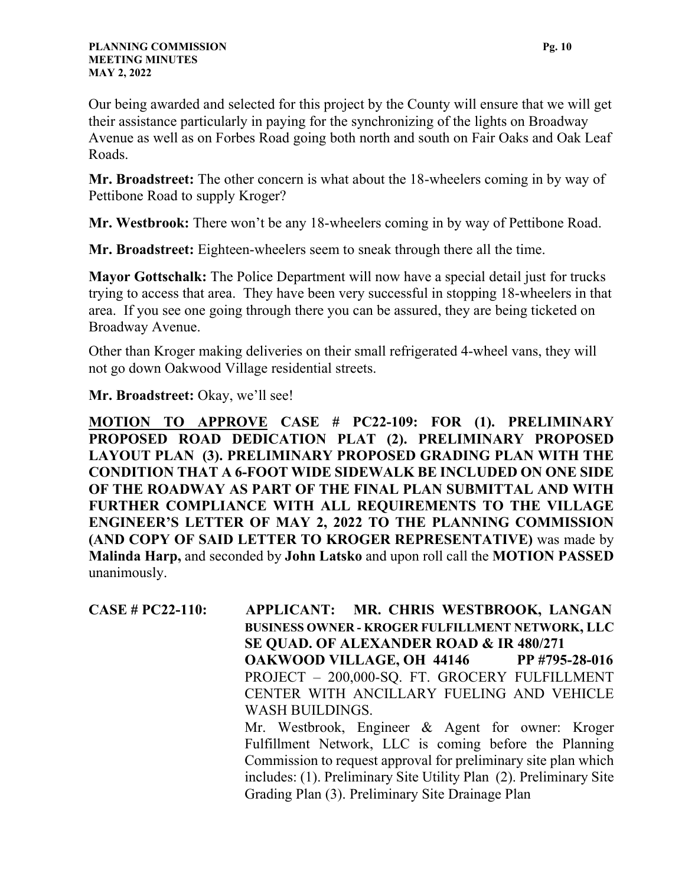Our being awarded and selected for this project by the County will ensure that we will get their assistance particularly in paying for the synchronizing of the lights on Broadway Avenue as well as on Forbes Road going both north and south on Fair Oaks and Oak Leaf Roads.

**Mr. Broadstreet:** The other concern is what about the 18-wheelers coming in by way of Pettibone Road to supply Kroger?

**Mr. Westbrook:** There won't be any 18-wheelers coming in by way of Pettibone Road.

**Mr. Broadstreet:** Eighteen-wheelers seem to sneak through there all the time.

**Mayor Gottschalk:** The Police Department will now have a special detail just for trucks trying to access that area. They have been very successful in stopping 18-wheelers in that area. If you see one going through there you can be assured, they are being ticketed on Broadway Avenue.

Other than Kroger making deliveries on their small refrigerated 4-wheel vans, they will not go down Oakwood Village residential streets.

**Mr. Broadstreet:** Okay, we'll see!

**MOTION TO APPROVE CASE # PC22-109: FOR (1). PRELIMINARY PROPOSED ROAD DEDICATION PLAT (2). PRELIMINARY PROPOSED LAYOUT PLAN (3). PRELIMINARY PROPOSED GRADING PLAN WITH THE CONDITION THAT A 6-FOOT WIDE SIDEWALK BE INCLUDED ON ONE SIDE OF THE ROADWAY AS PART OF THE FINAL PLAN SUBMITTAL AND WITH FURTHER COMPLIANCE WITH ALL REQUIREMENTS TO THE VILLAGE ENGINEER'S LETTER OF MAY 2, 2022 TO THE PLANNING COMMISSION (AND COPY OF SAID LETTER TO KROGER REPRESENTATIVE)** was made by **Malinda Harp,** and seconded by **John Latsko** and upon roll call the **MOTION PASSED** unanimously.

**CASE # PC22-110:** **APPLICANT: MR. CHRIS WESTBROOK, LANGAN**
**BUSINESS OWNER - KROGER FULFILLMENT NETWORK, LLC**
**SE QUAD. OF ALEXANDER ROAD & IR 480/271**
**OAKWOOD VILLAGE, OH 44146 PP #795-28-016**
PROJECT – 200,000-SQ. FT. GROCERY FULFILLMENT CENTER WITH ANCILLARY FUELING AND VEHICLE WASH BUILDINGS.

Mr. Westbrook, Engineer & Agent for owner: Kroger Fulfillment Network, LLC is coming before the Planning Commission to request approval for preliminary site plan which includes: (1). Preliminary Site Utility Plan (2). Preliminary Site Grading Plan (3). Preliminary Site Drainage Plan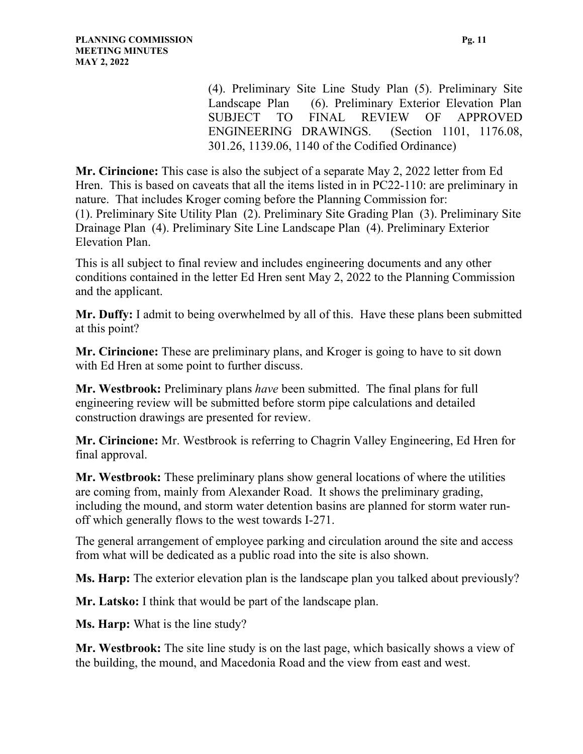(4). Preliminary Site Line Study Plan (5). Preliminary Site Landscape Plan (6). Preliminary Exterior Elevation Plan SUBJECT TO FINAL REVIEW OF APPROVED ENGINEERING DRAWINGS. (Section 1101, 1176.08, 301.26, 1139.06, 1140 of the Codified Ordinance)

**Mr. Cirincione:** This case is also the subject of a separate May 2, 2022 letter from Ed Hren. This is based on caveats that all the items listed in in PC22-110: are preliminary in nature. That includes Kroger coming before the Planning Commission for:
(1). Preliminary Site Utility Plan (2). Preliminary Site Grading Plan (3). Preliminary Site Drainage Plan (4). Preliminary Site Line Landscape Plan (4). Preliminary Exterior Elevation Plan.

This is all subject to final review and includes engineering documents and any other conditions contained in the letter Ed Hren sent May 2, 2022 to the Planning Commission and the applicant.

**Mr. Duffy:** I admit to being overwhelmed by all of this. Have these plans been submitted at this point?

**Mr. Cirincione:** These are preliminary plans, and Kroger is going to have to sit down with Ed Hren at some point to further discuss.

**Mr. Westbrook:** Preliminary plans *have* been submitted. The final plans for full engineering review will be submitted before storm pipe calculations and detailed construction drawings are presented for review.

**Mr. Cirincione:** Mr. Westbrook is referring to Chagrin Valley Engineering, Ed Hren for final approval.

**Mr. Westbrook:** These preliminary plans show general locations of where the utilities are coming from, mainly from Alexander Road. It shows the preliminary grading, including the mound, and storm water detention basins are planned for storm water run-off which generally flows to the west towards I-271.

The general arrangement of employee parking and circulation around the site and access from what will be dedicated as a public road into the site is also shown.

**Ms. Harp:** The exterior elevation plan is the landscape plan you talked about previously?

**Mr. Latsko:** I think that would be part of the landscape plan.

**Ms. Harp:** What is the line study?

**Mr. Westbrook:** The site line study is on the last page, which basically shows a view of the building, the mound, and Macedonia Road and the view from east and west.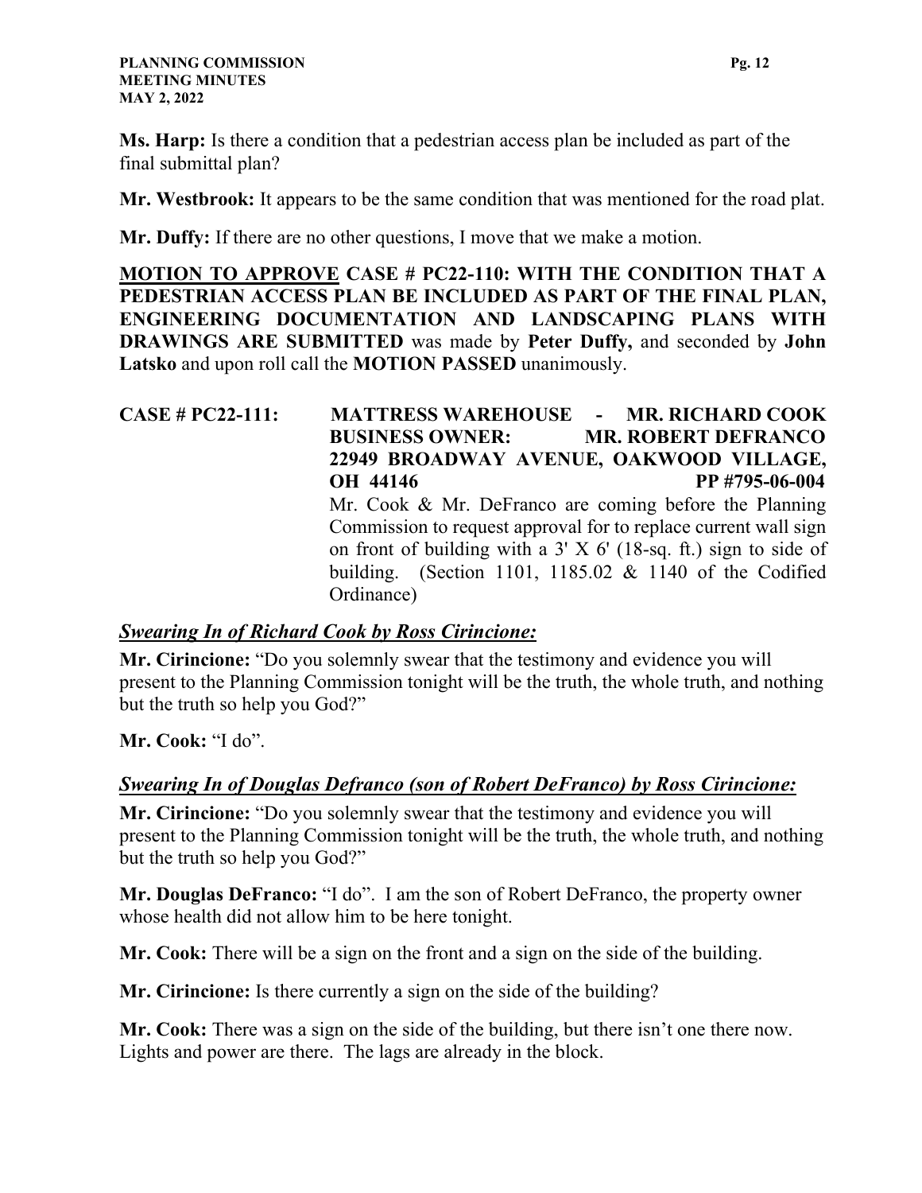**Ms. Harp:** Is there a condition that a pedestrian access plan be included as part of the final submittal plan?

**Mr. Westbrook:** It appears to be the same condition that was mentioned for the road plat.

**Mr. Duffy:** If there are no other questions, I move that we make a motion.

**MOTION TO APPROVE CASE # PC22-110: WITH THE CONDITION THAT A PEDESTRIAN ACCESS PLAN BE INCLUDED AS PART OF THE FINAL PLAN, ENGINEERING DOCUMENTATION AND LANDSCAPING PLANS WITH DRAWINGS ARE SUBMITTED** was made by **Peter Duffy,** and seconded by **John Latsko** and upon roll call the **MOTION PASSED** unanimously.

**CASE # PC22-111: MATTRESS WAREHOUSE - MR. RICHARD COOK**
**BUSINESS OWNER: MR. ROBERT DEFRANCO**
**22949 BROADWAY AVENUE, OAKWOOD VILLAGE, OH 44146 PP #795-06-004**

Mr. Cook & Mr. DeFranco are coming before the Planning Commission to request approval for to replace current wall sign on front of building with a 3' X 6' (18-sq. ft.) sign to side of building. (Section 1101, 1185.02 & 1140 of the Codified Ordinance)

***Swearing In of Richard Cook by Ross Cirincione:***

**Mr. Cirincione:** "Do you solemnly swear that the testimony and evidence you will present to the Planning Commission tonight will be the truth, the whole truth, and nothing but the truth so help you God?"

**Mr. Cook:** "I do".

***Swearing In of Douglas Defranco (son of Robert DeFranco) by Ross Cirincione:***

**Mr. Cirincione:** "Do you solemnly swear that the testimony and evidence you will present to the Planning Commission tonight will be the truth, the whole truth, and nothing but the truth so help you God?"

**Mr. Douglas DeFranco:** "I do". I am the son of Robert DeFranco, the property owner whose health did not allow him to be here tonight.

**Mr. Cook:** There will be a sign on the front and a sign on the side of the building.

**Mr. Cirincione:** Is there currently a sign on the side of the building?

**Mr. Cook:** There was a sign on the side of the building, but there isn't one there now. Lights and power are there. The lags are already in the block.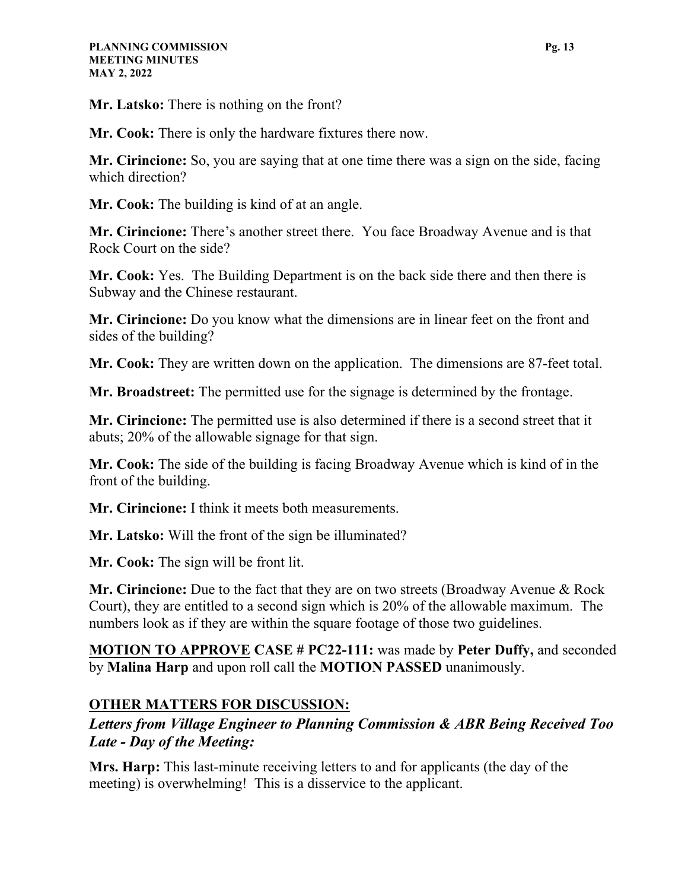**Mr. Latsko:** There is nothing on the front?

**Mr. Cook:** There is only the hardware fixtures there now.

**Mr. Cirincione:** So, you are saying that at one time there was a sign on the side, facing which direction?

**Mr. Cook:** The building is kind of at an angle.

**Mr. Cirincione:** There's another street there. You face Broadway Avenue and is that Rock Court on the side?

**Mr. Cook:** Yes. The Building Department is on the back side there and then there is Subway and the Chinese restaurant.

**Mr. Cirincione:** Do you know what the dimensions are in linear feet on the front and sides of the building?

**Mr. Cook:** They are written down on the application. The dimensions are 87-feet total.

**Mr. Broadstreet:** The permitted use for the signage is determined by the frontage.

**Mr. Cirincione:** The permitted use is also determined if there is a second street that it abuts; 20% of the allowable signage for that sign.

**Mr. Cook:** The side of the building is facing Broadway Avenue which is kind of in the front of the building.

**Mr. Cirincione:** I think it meets both measurements.

**Mr. Latsko:** Will the front of the sign be illuminated?

**Mr. Cook:** The sign will be front lit.

**Mr. Cirincione:** Due to the fact that they are on two streets (Broadway Avenue & Rock Court), they are entitled to a second sign which is 20% of the allowable maximum. The numbers look as if they are within the square footage of those two guidelines.

**<u>MOTION TO APPROVE</u> CASE # PC22-111:** was made by **Peter Duffy,** and seconded by **Malina Harp** and upon roll call the **MOTION PASSED** unanimously.

## <u>OTHER MATTERS FOR DISCUSSION:</u>

### *Letters from Village Engineer to Planning Commission & ABR Being Received Too Late - Day of the Meeting:*

**Mrs. Harp:** This last-minute receiving letters to and for applicants (the day of the meeting) is overwhelming! This is a disservice to the applicant.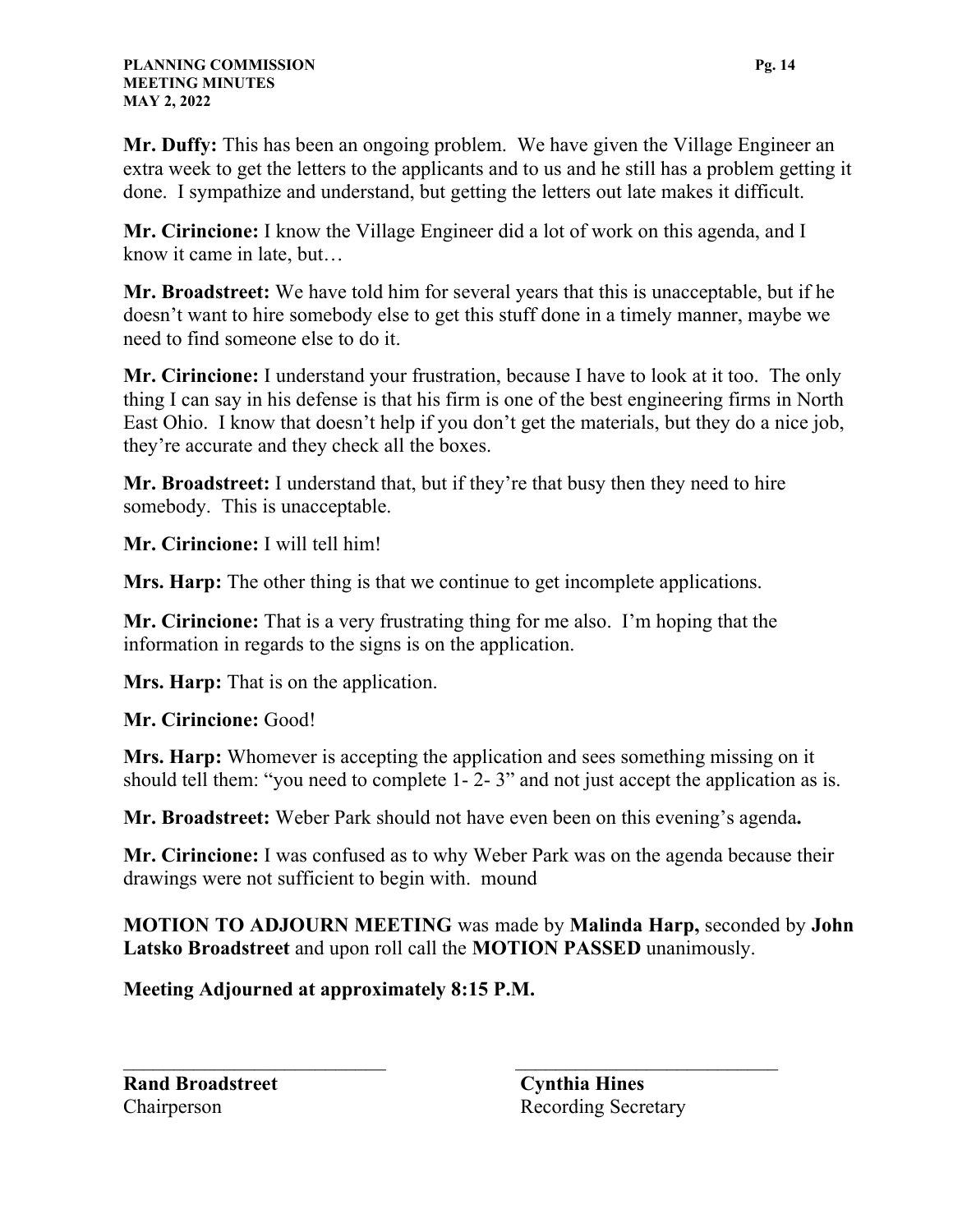**Mr. Duffy:** This has been an ongoing problem. We have given the Village Engineer an extra week to get the letters to the applicants and to us and he still has a problem getting it done. I sympathize and understand, but getting the letters out late makes it difficult.

**Mr. Cirincione:** I know the Village Engineer did a lot of work on this agenda, and I know it came in late, but…

**Mr. Broadstreet:** We have told him for several years that this is unacceptable, but if he doesn't want to hire somebody else to get this stuff done in a timely manner, maybe we need to find someone else to do it.

**Mr. Cirincione:** I understand your frustration, because I have to look at it too. The only thing I can say in his defense is that his firm is one of the best engineering firms in North East Ohio. I know that doesn't help if you don't get the materials, but they do a nice job, they're accurate and they check all the boxes.

**Mr. Broadstreet:** I understand that, but if they're that busy then they need to hire somebody. This is unacceptable.

**Mr. Cirincione:** I will tell him!

**Mrs. Harp:** The other thing is that we continue to get incomplete applications.

**Mr. Cirincione:** That is a very frustrating thing for me also. I'm hoping that the information in regards to the signs is on the application.

**Mrs. Harp:** That is on the application.

**Mr. Cirincione:** Good!

**Mrs. Harp:** Whomever is accepting the application and sees something missing on it should tell them: "you need to complete 1- 2- 3" and not just accept the application as is.

**Mr. Broadstreet:** Weber Park should not have even been on this evening's agenda**.**

**Mr. Cirincione:** I was confused as to why Weber Park was on the agenda because their drawings were not sufficient to begin with. mound

**MOTION TO ADJOURN MEETING** was made by **Malinda Harp,** seconded by **John Latsko Broadstreet** and upon roll call the **MOTION PASSED** unanimously.

**Meeting Adjourned at approximately 8:15 P.M.**

\_\_\_\_\_\_\_\_\_\_\_\_\_\_\_\_\_\_\_\_\_\_\_\_\_\_\_
**Rand Broadstreet**
Chairperson

\_\_\_\_\_\_\_\_\_\_\_\_\_\_\_\_\_\_\_\_\_\_\_\_\_\_\_
**Cynthia Hines**
Recording Secretary